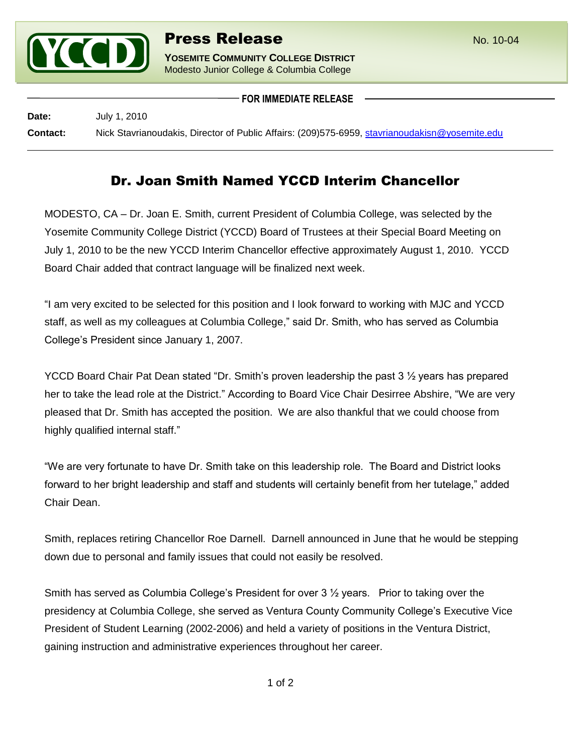# Press Release

No. 10-04

**YOSEMITE COMMUNITY COLLEGE DISTRICT**
Modesto Junior College & Columbia College

**FOR IMMEDIATE RELEASE**

**Date:** July 1, 2010

**Contact:** Nick Stavrianoudakis, Director of Public Affairs: (209)575-6959, stavrianoudakisn@yosemite.edu

## Dr. Joan Smith Named YCCD Interim Chancellor

MODESTO, CA – Dr. Joan E. Smith, current President of Columbia College, was selected by the Yosemite Community College District (YCCD) Board of Trustees at their Special Board Meeting on July 1, 2010 to be the new YCCD Interim Chancellor effective approximately August 1, 2010. YCCD Board Chair added that contract language will be finalized next week.

"I am very excited to be selected for this position and I look forward to working with MJC and YCCD staff, as well as my colleagues at Columbia College," said Dr. Smith, who has served as Columbia College's President since January 1, 2007.

YCCD Board Chair Pat Dean stated "Dr. Smith's proven leadership the past 3 ½ years has prepared her to take the lead role at the District." According to Board Vice Chair Desirree Abshire, "We are very pleased that Dr. Smith has accepted the position. We are also thankful that we could choose from highly qualified internal staff."

"We are very fortunate to have Dr. Smith take on this leadership role. The Board and District looks forward to her bright leadership and staff and students will certainly benefit from her tutelage," added Chair Dean.

Smith, replaces retiring Chancellor Roe Darnell. Darnell announced in June that he would be stepping down due to personal and family issues that could not easily be resolved.

Smith has served as Columbia College's President for over 3 ½ years. Prior to taking over the presidency at Columbia College, she served as Ventura County Community College's Executive Vice President of Student Learning (2002-2006) and held a variety of positions in the Ventura District, gaining instruction and administrative experiences throughout her career.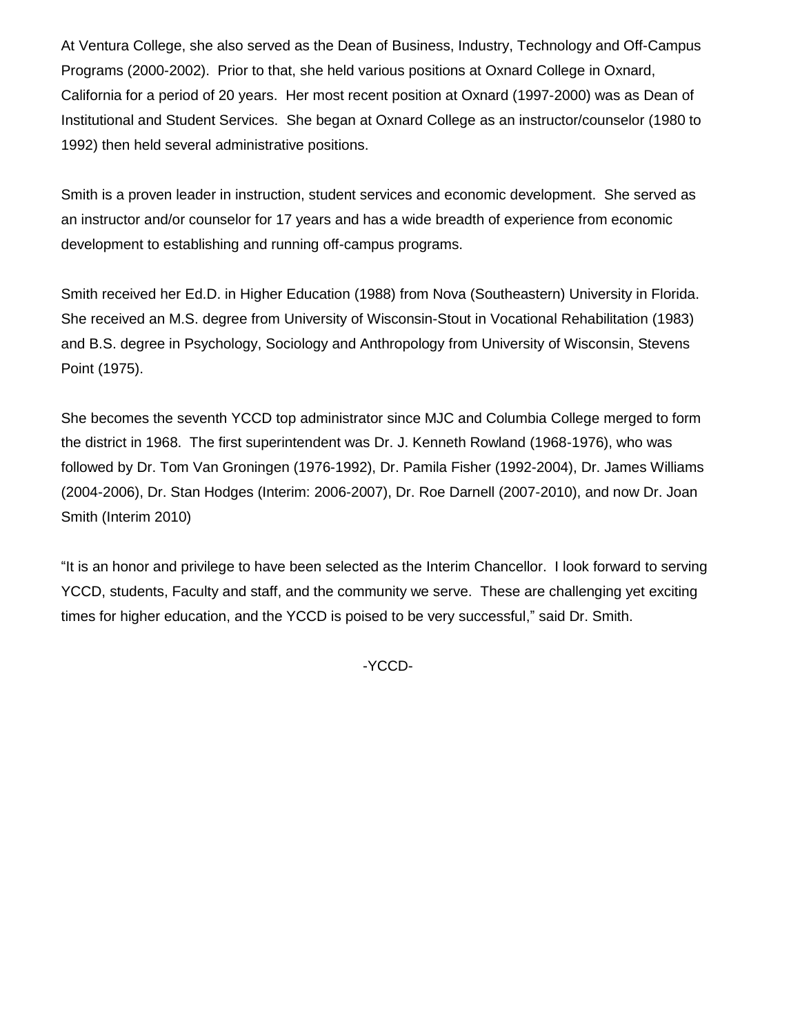At Ventura College, she also served as the Dean of Business, Industry, Technology and Off-Campus Programs (2000-2002). Prior to that, she held various positions at Oxnard College in Oxnard, California for a period of 20 years. Her most recent position at Oxnard (1997-2000) was as Dean of Institutional and Student Services. She began at Oxnard College as an instructor/counselor (1980 to 1992) then held several administrative positions.

Smith is a proven leader in instruction, student services and economic development. She served as an instructor and/or counselor for 17 years and has a wide breadth of experience from economic development to establishing and running off-campus programs.

Smith received her Ed.D. in Higher Education (1988) from Nova (Southeastern) University in Florida. She received an M.S. degree from University of Wisconsin-Stout in Vocational Rehabilitation (1983) and B.S. degree in Psychology, Sociology and Anthropology from University of Wisconsin, Stevens Point (1975).

She becomes the seventh YCCD top administrator since MJC and Columbia College merged to form the district in 1968. The first superintendent was Dr. J. Kenneth Rowland (1968-1976), who was followed by Dr. Tom Van Groningen (1976-1992), Dr. Pamila Fisher (1992-2004), Dr. James Williams (2004-2006), Dr. Stan Hodges (Interim: 2006-2007), Dr. Roe Darnell (2007-2010), and now Dr. Joan Smith (Interim 2010)

"It is an honor and privilege to have been selected as the Interim Chancellor. I look forward to serving YCCD, students, Faculty and staff, and the community we serve. These are challenging yet exciting times for higher education, and the YCCD is poised to be very successful," said Dr. Smith.

-YCCD-